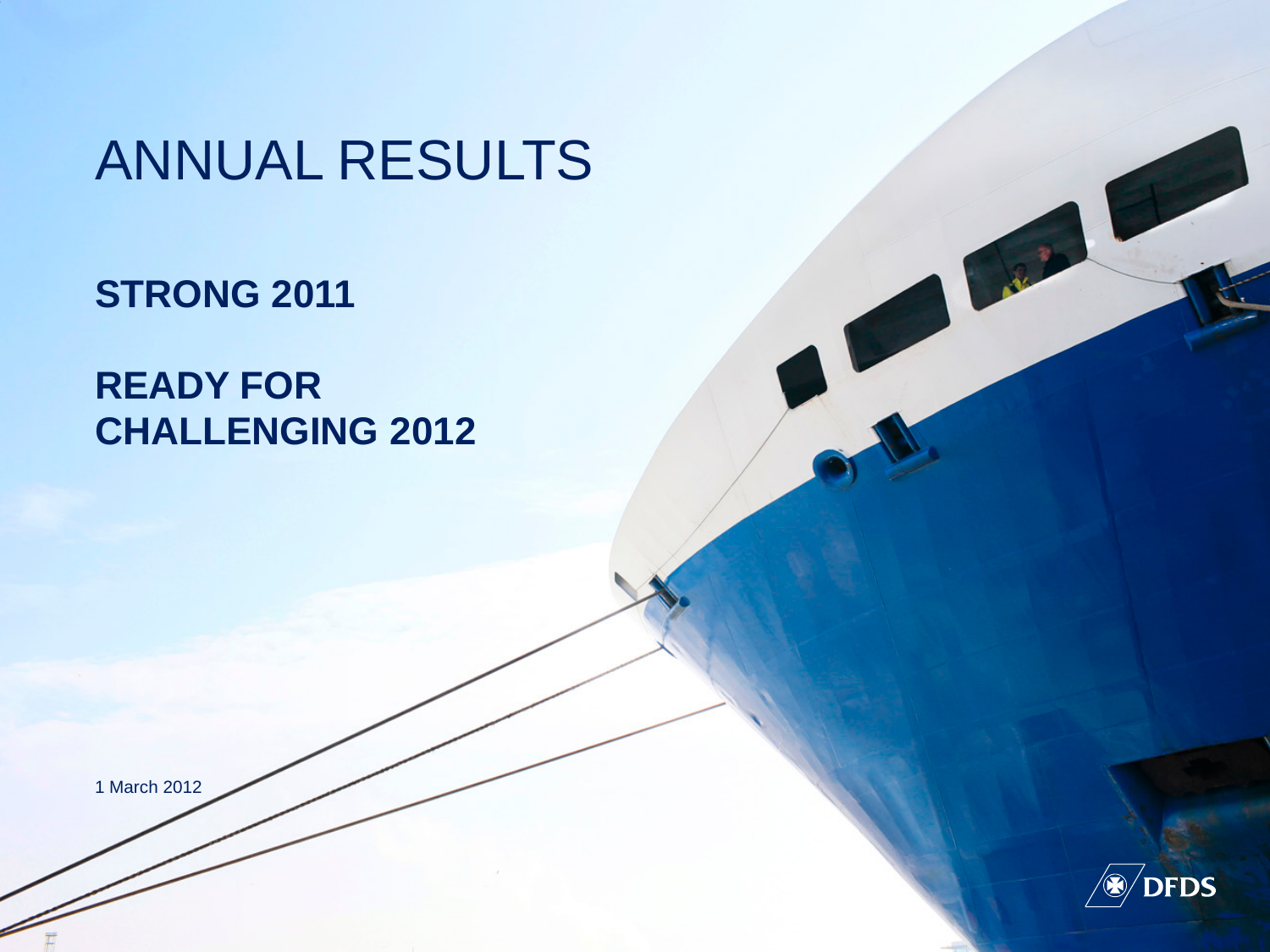# ANNUAL RESULTS

## STRONG 2011

## READY FOR CHALLENGING 2012

1 March 2012

DFDS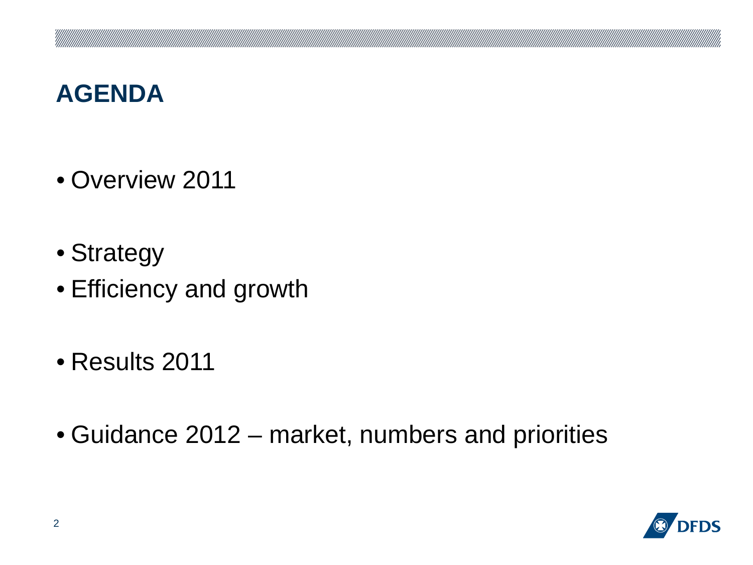# AGENDA

- Overview 2011

- Strategy
- Efficiency and growth

- Results 2011

- Guidance 2012 – market, numbers and priorities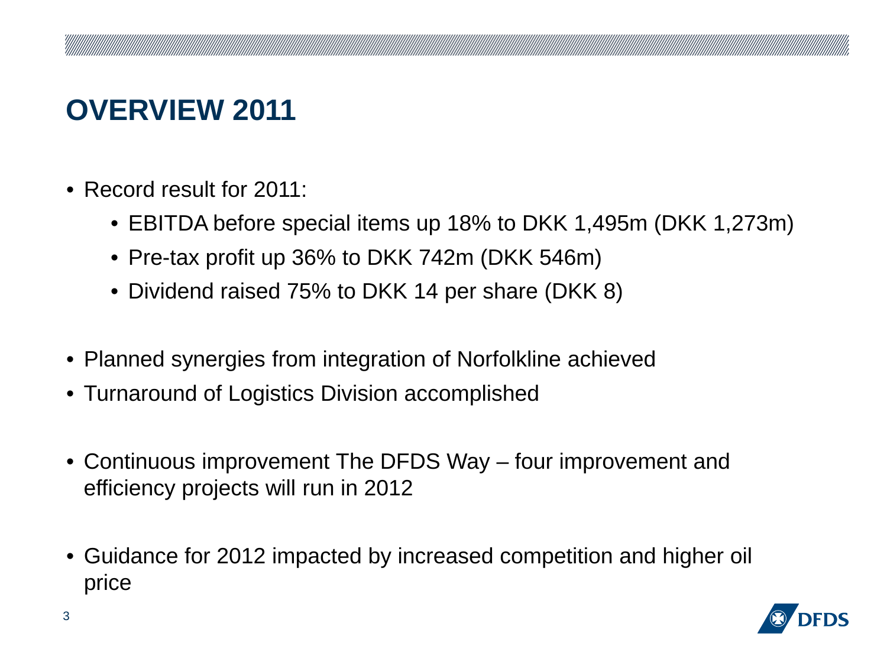# OVERVIEW 2011

- Record result for 2011:
  - EBITDA before special items up 18% to DKK 1,495m (DKK 1,273m)
  - Pre-tax profit up 36% to DKK 742m (DKK 546m)
  - Dividend raised 75% to DKK 14 per share (DKK 8)

- Planned synergies from integration of Norfolkline achieved
- Turnaround of Logistics Division accomplished

- Continuous improvement The DFDS Way – four improvement and efficiency projects will run in 2012

- Guidance for 2012 impacted by increased competition and higher oil price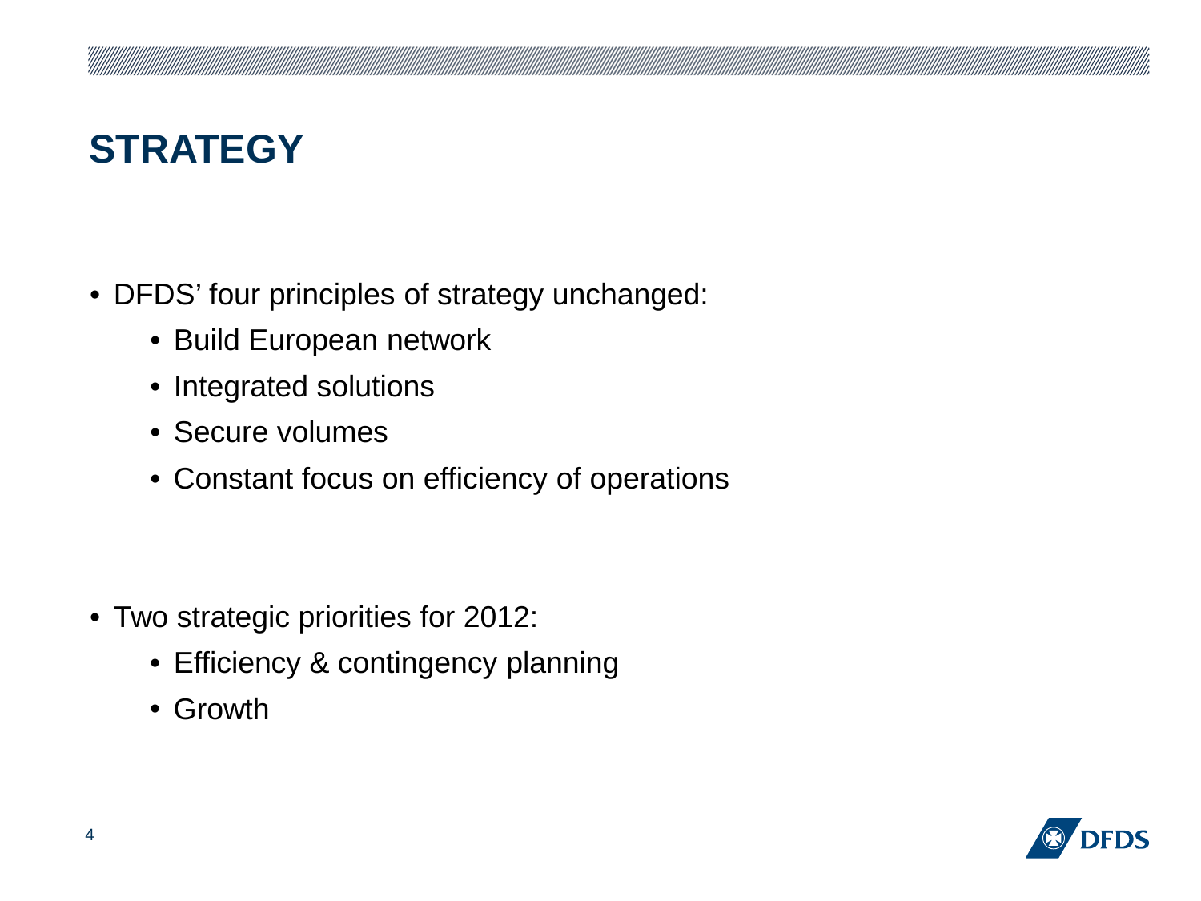# STRATEGY

- DFDS' four principles of strategy unchanged:
  - Build European network
  - Integrated solutions
  - Secure volumes
  - Constant focus on efficiency of operations

- Two strategic priorities for 2012:
  - Efficiency & contingency planning
  - Growth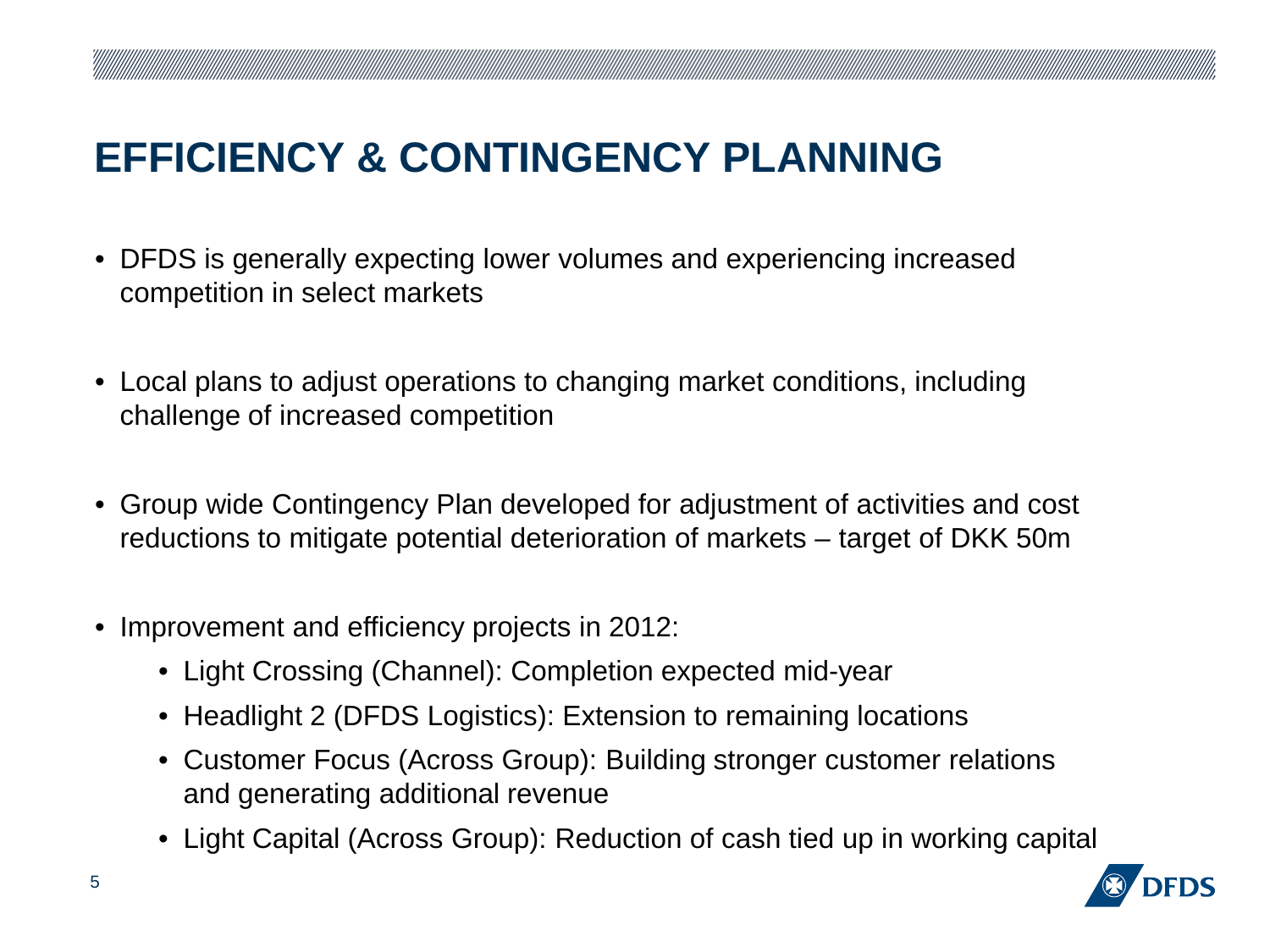# EFFICIENCY & CONTINGENCY PLANNING

- DFDS is generally expecting lower volumes and experiencing increased competition in select markets
- Local plans to adjust operations to changing market conditions, including challenge of increased competition
- Group wide Contingency Plan developed for adjustment of activities and cost reductions to mitigate potential deterioration of markets – target of DKK 50m
- Improvement and efficiency projects in 2012:
  - Light Crossing (Channel): Completion expected mid-year
  - Headlight 2 (DFDS Logistics): Extension to remaining locations
  - Customer Focus (Across Group): Building stronger customer relations and generating additional revenue
  - Light Capital (Across Group): Reduction of cash tied up in working capital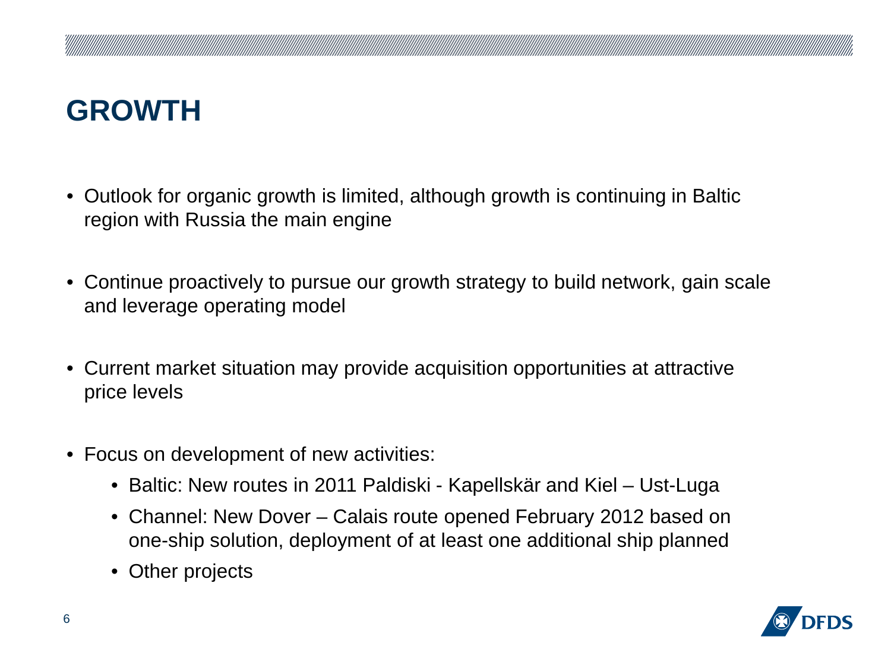# GROWTH

- Outlook for organic growth is limited, although growth is continuing in Baltic region with Russia the main engine
- Continue proactively to pursue our growth strategy to build network, gain scale and leverage operating model
- Current market situation may provide acquisition opportunities at attractive price levels
- Focus on development of new activities:
  - Baltic: New routes in 2011 Paldiski - Kapellskär and Kiel – Ust-Luga
  - Channel: New Dover – Calais route opened February 2012 based on one-ship solution, deployment of at least one additional ship planned
  - Other projects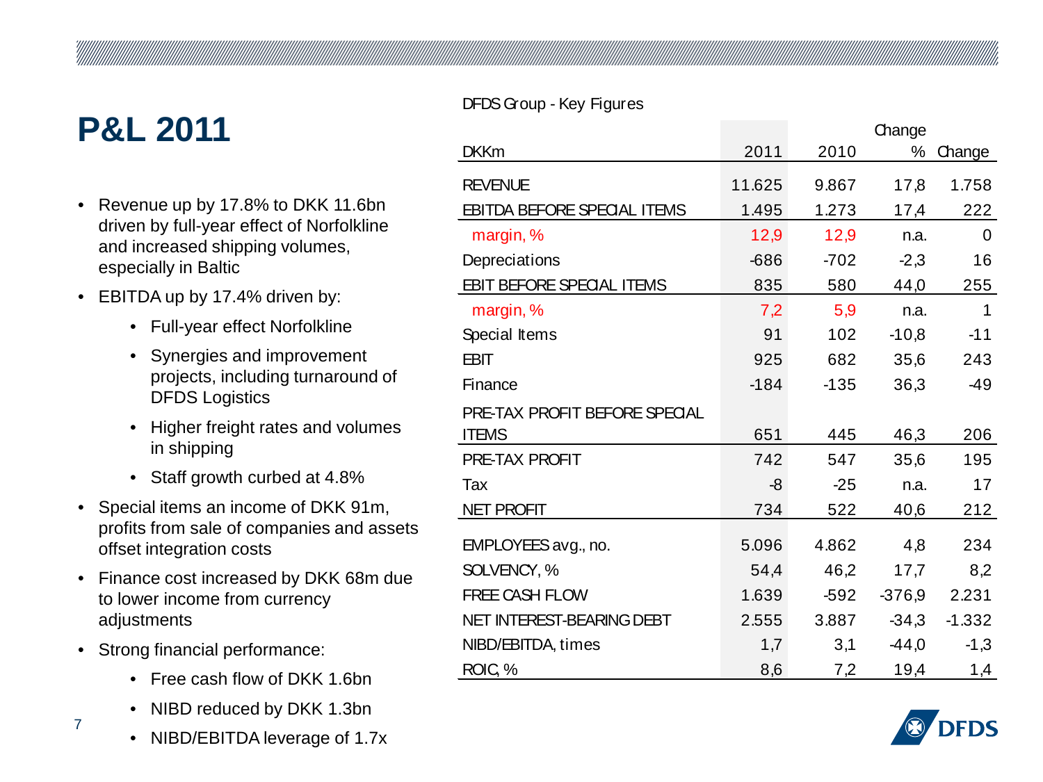# P&L 2011

- Revenue up by 17.8% to DKK 11.6bn driven by full-year effect of Norfolkline and increased shipping volumes, especially in Baltic
- EBITDA up by 17.4% driven by:
  - Full-year effect Norfolkline
  - Synergies and improvement projects, including turnaround of DFDS Logistics
  - Higher freight rates and volumes in shipping
  - Staff growth curbed at 4.8%
- Special items an income of DKK 91m, profits from sale of companies and assets offset integration costs
- Finance cost increased by DKK 68m due to lower income from currency adjustments
- Strong financial performance:
  - Free cash flow of DKK 1.6bn
  - NIBD reduced by DKK 1.3bn
  - NIBD/EBITDA leverage of 1.7x

DFDS Group - Key Figures

| DKKm | 2011 | 2010 | Change % | Change |
|---|---|---|---|---|
| REVENUE | 11.625 | 9.867 | 17,8 | 1.758 |
| EBITDA BEFORE SPECIAL ITEMS | 1.495 | 1.273 | 17,4 | 222 |
| margin, % | 12,9 | 12,9 | n.a. | 0 |
| Depreciations | -686 | -702 | -2,3 | 16 |
| EBIT BEFORE SPECIAL ITEMS | 835 | 580 | 44,0 | 255 |
| margin, % | 7,2 | 5,9 | n.a. | 1 |
| Special Items | 91 | 102 | -10,8 | -11 |
| EBIT | 925 | 682 | 35,6 | 243 |
| Finance | -184 | -135 | 36,3 | -49 |
| PRE-TAX PROFIT BEFORE SPECIAL ITEMS | 651 | 445 | 46,3 | 206 |
| PRE-TAX PROFIT | 742 | 547 | 35,6 | 195 |
| Tax | -8 | -25 | n.a. | 17 |
| NET PROFIT | 734 | 522 | 40,6 | 212 |
| EMPLOYEES avg., no. | 5.096 | 4.862 | 4,8 | 234 |
| SOLVENCY, % | 54,4 | 46,2 | 17,7 | 8,2 |
| FREE CASH FLOW | 1.639 | -592 | -376,9 | 2.231 |
| NET INTEREST-BEARING DEBT | 2.555 | 3.887 | -34,3 | -1.332 |
| NIBD/EBITDA, times | 1,7 | 3,1 | -44,0 | -1,3 |
| ROIC, % | 8,6 | 7,2 | 19,4 | 1,4 |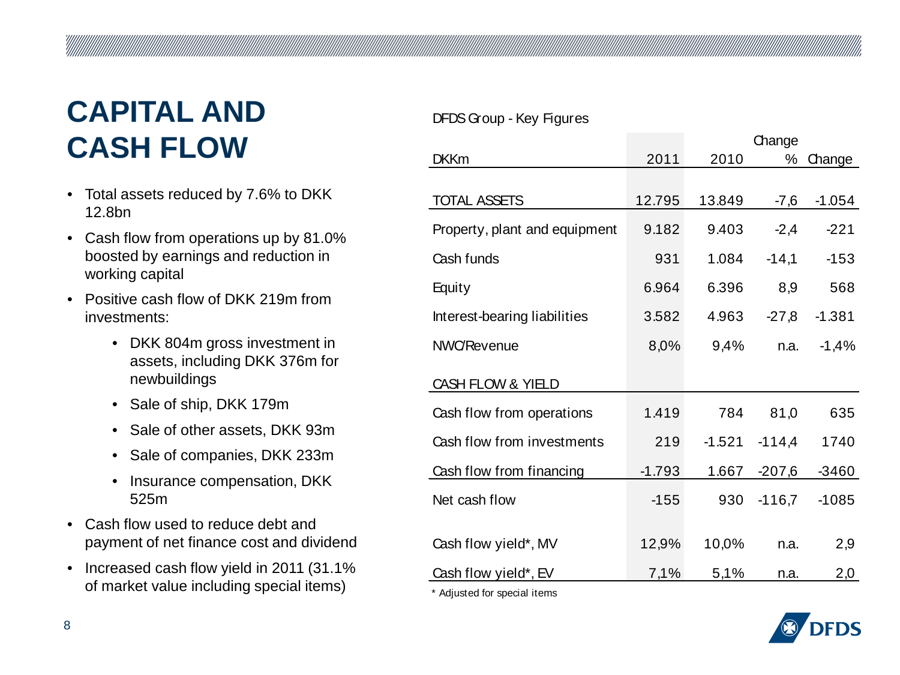# CAPITAL AND CASH FLOW

- Total assets reduced by 7.6% to DKK 12.8bn
- Cash flow from operations up by 81.0% boosted by earnings and reduction in working capital
- Positive cash flow of DKK 219m from investments:
  - DKK 804m gross investment in assets, including DKK 376m for newbuildings
  - Sale of ship, DKK 179m
  - Sale of other assets, DKK 93m
  - Sale of companies, DKK 233m
  - Insurance compensation, DKK 525m
- Cash flow used to reduce debt and payment of net finance cost and dividend
- Increased cash flow yield in 2011 (31.1% of market value including special items)

DFDS Group - Key Figures

| DKKm | 2011 | 2010 | Change % | Change |
|---|---|---|---|---|
| TOTAL ASSETS | 12.795 | 13.849 | -7,6 | -1.054 |
| Property, plant and equipment | 9.182 | 9.403 | -2,4 | -221 |
| Cash funds | 931 | 1.084 | -14,1 | -153 |
| Equity | 6.964 | 6.396 | 8,9 | 568 |
| Interest-bearing liabilities | 3.582 | 4.963 | -27,8 | -1.381 |
| NWC/Revenue | 8,0% | 9,4% | n.a. | -1,4% |
| CASH FLOW & YIELD | | | | |
| Cash flow from operations | 1.419 | 784 | 81,0 | 635 |
| Cash flow from investments | 219 | -1.521 | -114,4 | 1740 |
| Cash flow from financing | -1.793 | 1.667 | -207,6 | -3460 |
| Net cash flow | -155 | 930 | -116,7 | -1085 |
| Cash flow yield*, MV | 12,9% | 10,0% | n.a. | 2,9 |
| Cash flow yield*, EV | 7,1% | 5,1% | n.a. | 2,0 |

* Adjusted for special items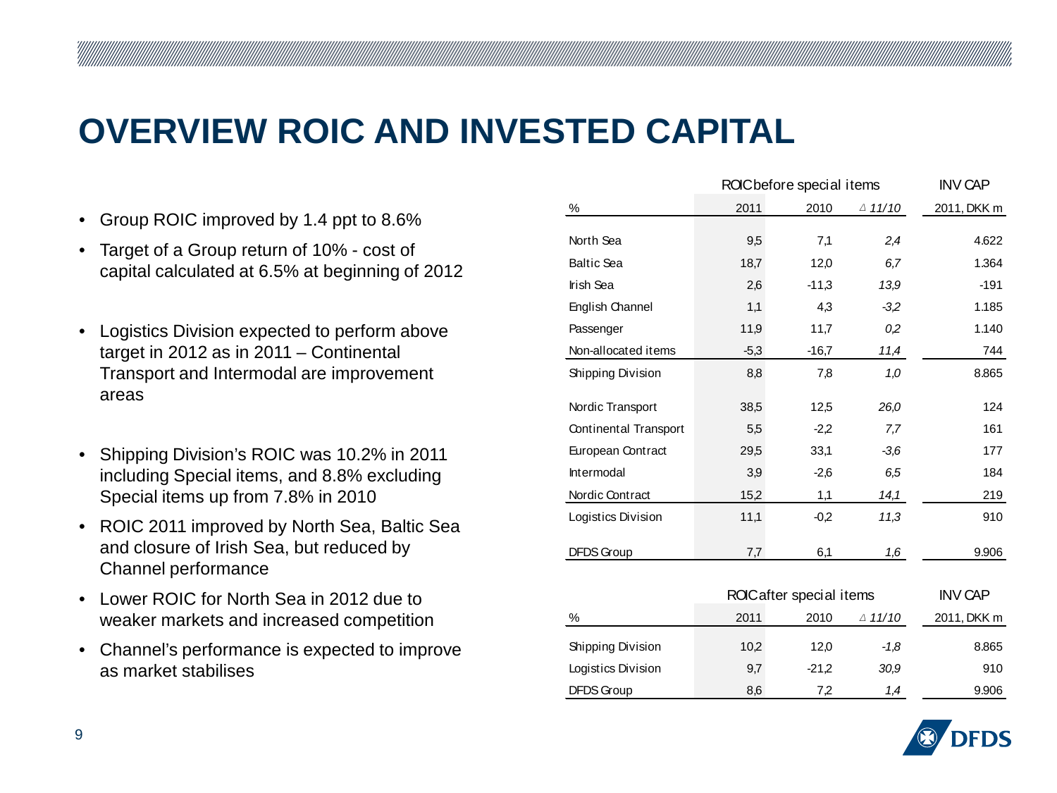# OVERVIEW ROIC AND INVESTED CAPITAL

- Group ROIC improved by 1.4 ppt to 8.6%
- Target of a Group return of 10% - cost of capital calculated at 6.5% at beginning of 2012
- Logistics Division expected to perform above target in 2012 as in 2011 – Continental Transport and Intermodal are improvement areas
- Shipping Division's ROIC was 10.2% in 2011 including Special items, and 8.8% excluding Special items up from 7.8% in 2010
- ROIC 2011 improved by North Sea, Baltic Sea and closure of Irish Sea, but reduced by Channel performance
- Lower ROIC for North Sea in 2012 due to weaker markets and increased competition
- Channel's performance is expected to improve as market stabilises

| | ROIC before special items | | | INV CAP |
|---|---|---|---|---|
| % | 2011 | 2010 | *△ 11/10* | 2011, DKK m |
| North Sea | 9,5 | 7,1 | *2,4* | 4.622 |
| Baltic Sea | 18,7 | 12,0 | *6,7* | 1.364 |
| Irish Sea | 2,6 | -11,3 | *13,9* | -191 |
| English Channel | 1,1 | 4,3 | *-3,2* | 1.185 |
| Passenger | 11,9 | 11,7 | *0,2* | 1.140 |
| Non-allocated items | -5,3 | -16,7 | *11,4* | 744 |
| Shipping Division | 8,8 | 7,8 | *1,0* | 8.865 |
| Nordic Transport | 38,5 | 12,5 | *26,0* | 124 |
| Continental Transport | 5,5 | -2,2 | *7,7* | 161 |
| European Contract | 29,5 | 33,1 | *-3,6* | 177 |
| Intermodal | 3,9 | -2,6 | *6,5* | 184 |
| Nordic Contract | 15,2 | 1,1 | *14,1* | 219 |
| Logistics Division | 11,1 | -0,2 | *11,3* | 910 |
| DFDS Group | 7,7 | 6,1 | *1,6* | 9.906 |

| | ROIC after special items | | | INV CAP |
|---|---|---|---|---|
| % | 2011 | 2010 | *△ 11/10* | 2011, DKK m |
| Shipping Division | 10,2 | 12,0 | *-1,8* | 8.865 |
| Logistics Division | 9,7 | -21,2 | *30,9* | 910 |
| DFDS Group | 8,6 | 7,2 | *1,4* | 9.906 |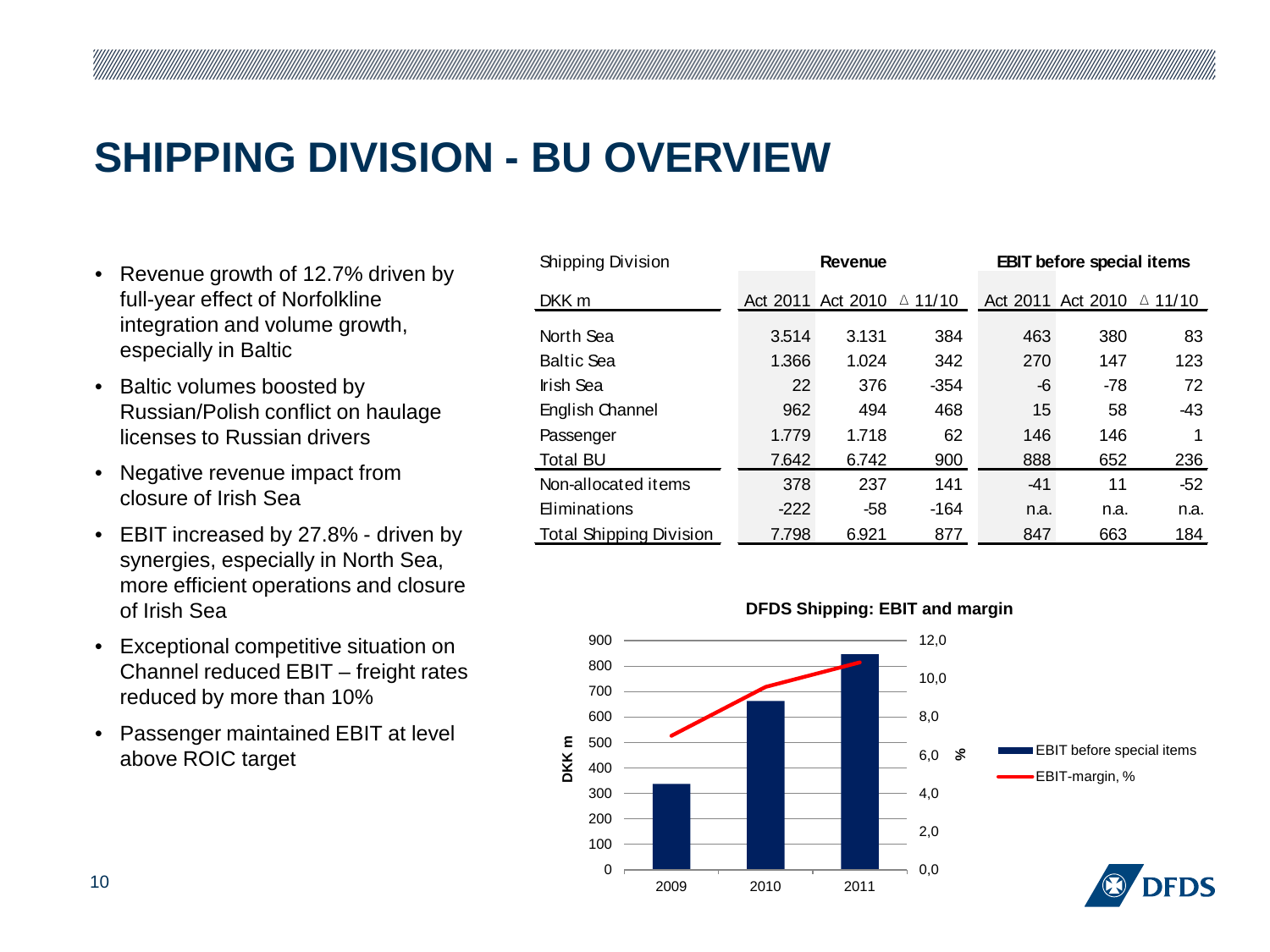# SHIPPING DIVISION - BU OVERVIEW

- Revenue growth of 12.7% driven by full-year effect of Norfolkline integration and volume growth, especially in Baltic
- Baltic volumes boosted by Russian/Polish conflict on haulage licenses to Russian drivers
- Negative revenue impact from closure of Irish Sea
- EBIT increased by 27.8% - driven by synergies, especially in North Sea, more efficient operations and closure of Irish Sea
- Exceptional competitive situation on Channel reduced EBIT – freight rates reduced by more than 10%
- Passenger maintained EBIT at level above ROIC target

| Shipping Division | Revenue | | | EBIT before special items | | |
|---|---|---|---|---|---|---|
| DKK m | Act 2011 | Act 2010 | Δ 11/10 | Act 2011 | Act 2010 | Δ 11/10 |
| North Sea | 3.514 | 3.131 | 384 | 463 | 380 | 83 |
| Baltic Sea | 1.366 | 1.024 | 342 | 270 | 147 | 123 |
| Irish Sea | 22 | 376 | -354 | -6 | -78 | 72 |
| English Channel | 962 | 494 | 468 | 15 | 58 | -43 |
| Passenger | 1.779 | 1.718 | 62 | 146 | 146 | 1 |
| Total BU | 7.642 | 6.742 | 900 | 888 | 652 | 236 |
| Non-allocated items | 378 | 237 | 141 | -41 | 11 | -52 |
| Eliminations | -222 | -58 | -164 | n.a. | n.a. | n.a. |
| Total Shipping Division | 7.798 | 6.921 | 877 | 847 | 663 | 184 |

**DFDS Shipping: EBIT and margin**

| Year | EBIT before special items (DKK m) | EBIT-margin, % |
|---|---|---|
| 2009 | ~340 | ~7.0 |
| 2010 | ~663 | ~9.6 |
| 2011 | ~847 | ~10.9 |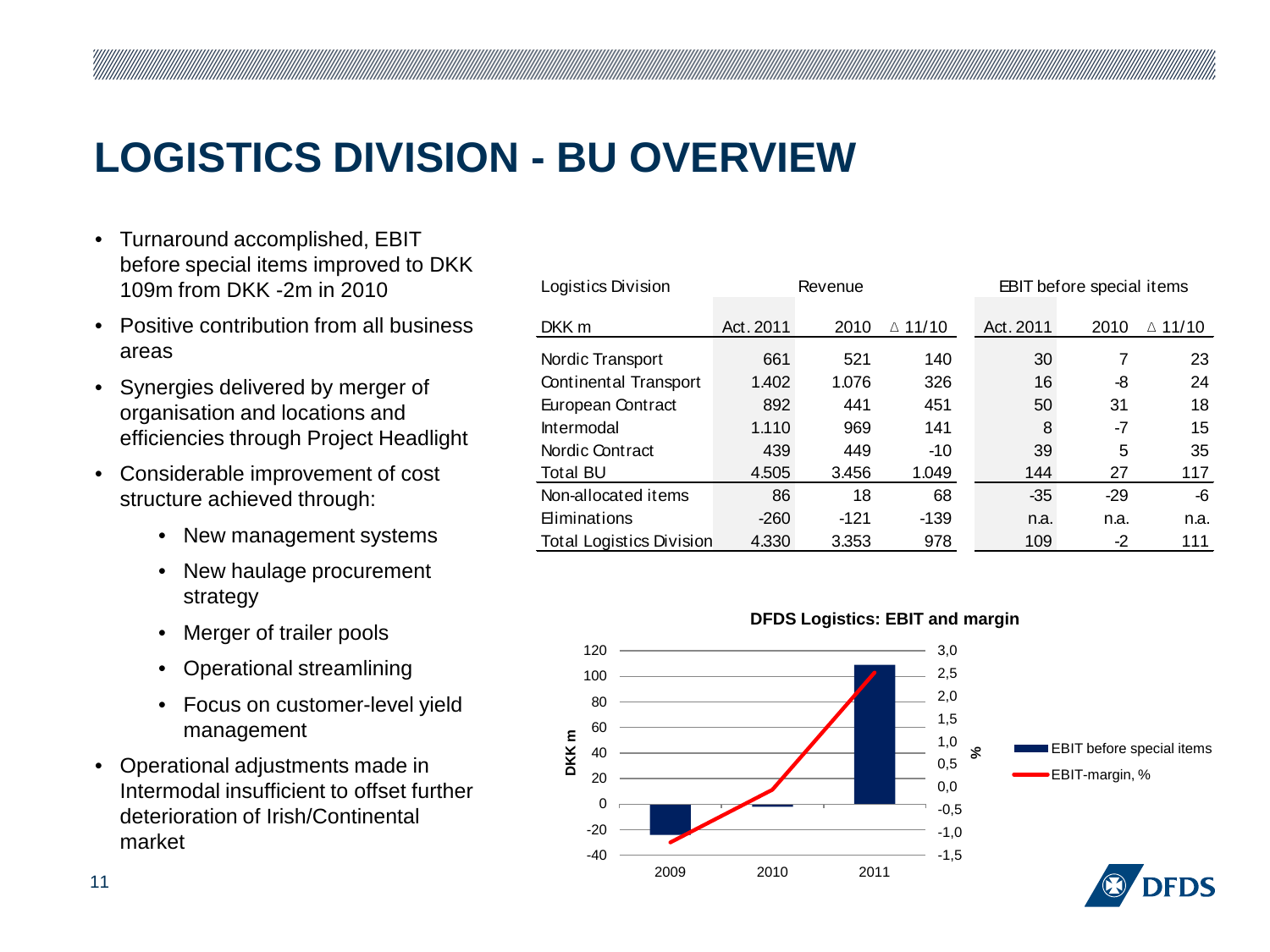# LOGISTICS DIVISION - BU OVERVIEW

- Turnaround accomplished, EBIT before special items improved to DKK 109m from DKK -2m in 2010
- Positive contribution from all business areas
- Synergies delivered by merger of organisation and locations and efficiencies through Project Headlight
- Considerable improvement of cost structure achieved through:
  - New management systems
  - New haulage procurement strategy
  - Merger of trailer pools
  - Operational streamlining
  - Focus on customer-level yield management
- Operational adjustments made in Intermodal insufficient to offset further deterioration of Irish/Continental market

| Logistics Division | Revenue | | | EBIT before special items | | |
|---|---|---|---|---|---|---|
| DKK m | Act. 2011 | 2010 | ∆ 11/10 | Act. 2011 | 2010 | ∆ 11/10 |
| Nordic Transport | 661 | 521 | 140 | 30 | 7 | 23 |
| Continental Transport | 1.402 | 1.076 | 326 | 16 | -8 | 24 |
| European Contract | 892 | 441 | 451 | 50 | 31 | 18 |
| Intermodal | 1.110 | 969 | 141 | 8 | -7 | 15 |
| Nordic Contract | 439 | 449 | -10 | 39 | 5 | 35 |
| Total BU | 4.505 | 3.456 | 1.049 | 144 | 27 | 117 |
| Non-allocated items | 86 | 18 | 68 | -35 | -29 | -6 |
| Eliminations | -260 | -121 | -139 | n.a. | n.a. | n.a. |
| Total Logistics Division | 4.330 | 3.353 | 978 | 109 | -2 | 111 |

**DFDS Logistics: EBIT and margin**

| | 2009 | 2010 | 2011 |
|---|---|---|---|
| EBIT before special items (DKK m) | approx. -24 | -2 | 109 |
| EBIT-margin, % | approx. -1.3 | approx. 0.1 | approx. 2.5 |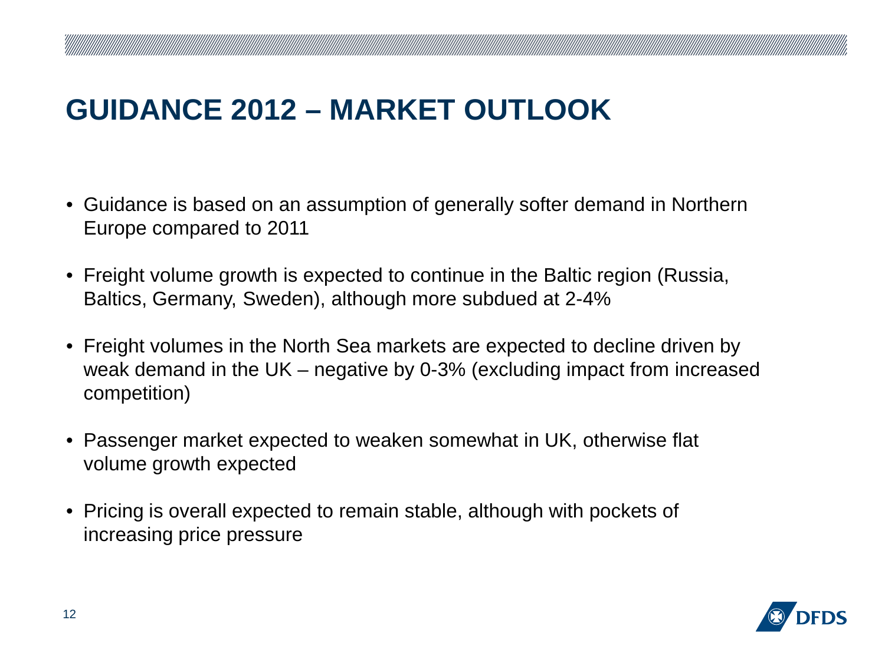# GUIDANCE 2012 – MARKET OUTLOOK

- Guidance is based on an assumption of generally softer demand in Northern Europe compared to 2011
- Freight volume growth is expected to continue in the Baltic region (Russia, Baltics, Germany, Sweden), although more subdued at 2-4%
- Freight volumes in the North Sea markets are expected to decline driven by weak demand in the UK – negative by 0-3% (excluding impact from increased competition)
- Passenger market expected to weaken somewhat in UK, otherwise flat volume growth expected
- Pricing is overall expected to remain stable, although with pockets of increasing price pressure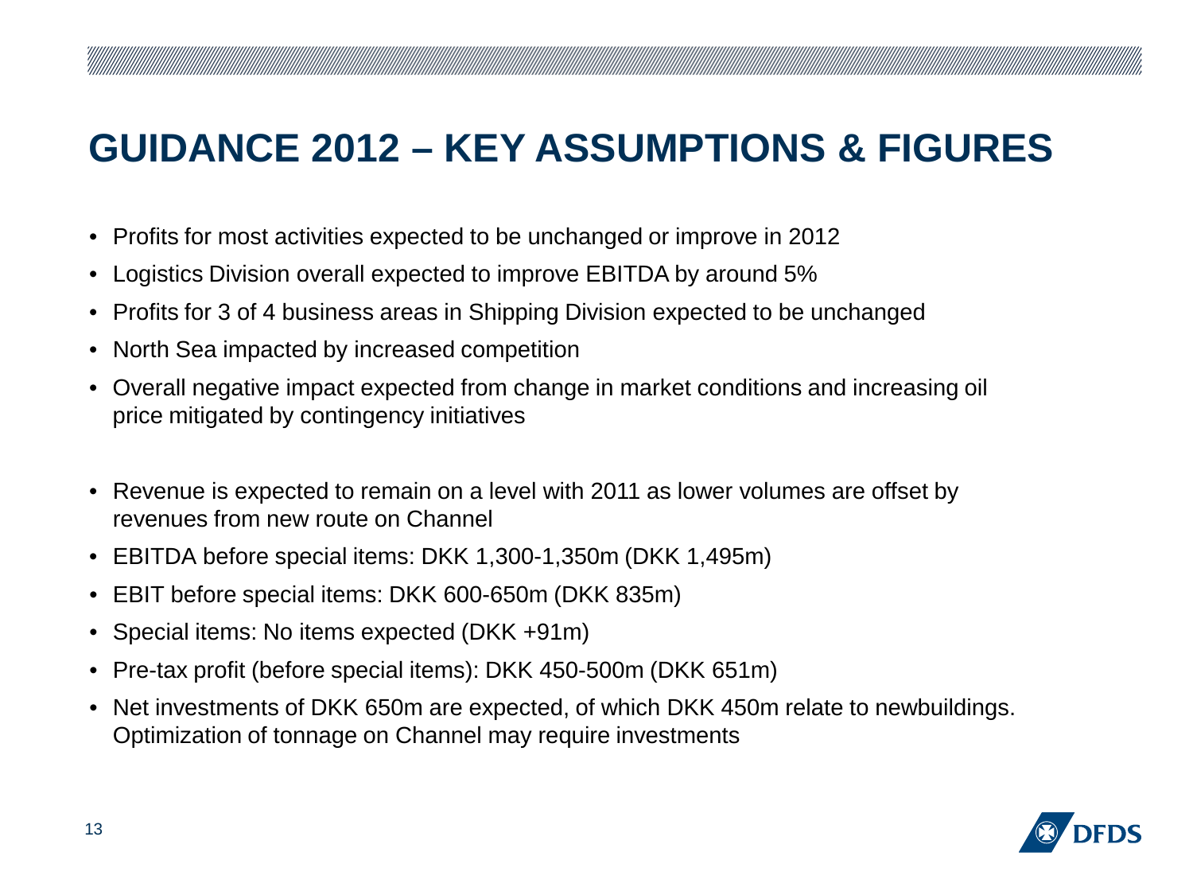# GUIDANCE 2012 – KEY ASSUMPTIONS & FIGURES

- Profits for most activities expected to be unchanged or improve in 2012
- Logistics Division overall expected to improve EBITDA by around 5%
- Profits for 3 of 4 business areas in Shipping Division expected to be unchanged
- North Sea impacted by increased competition
- Overall negative impact expected from change in market conditions and increasing oil price mitigated by contingency initiatives

- Revenue is expected to remain on a level with 2011 as lower volumes are offset by revenues from new route on Channel
- EBITDA before special items: DKK 1,300-1,350m (DKK 1,495m)
- EBIT before special items: DKK 600-650m (DKK 835m)
- Special items: No items expected (DKK +91m)
- Pre-tax profit (before special items): DKK 450-500m (DKK 651m)
- Net investments of DKK 650m are expected, of which DKK 450m relate to newbuildings. Optimization of tonnage on Channel may require investments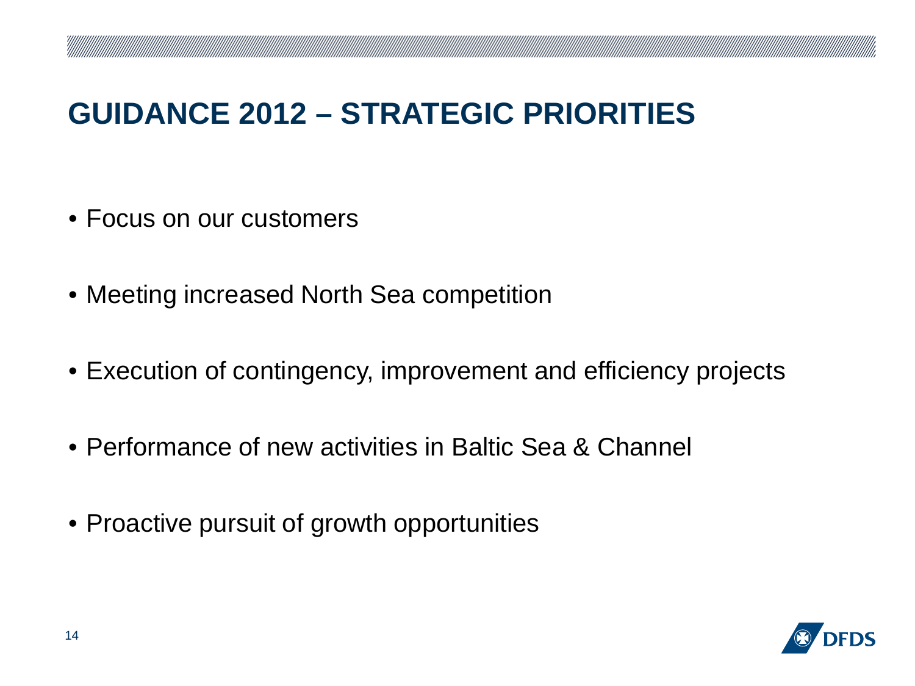# GUIDANCE 2012 – STRATEGIC PRIORITIES

- Focus on our customers
- Meeting increased North Sea competition
- Execution of contingency, improvement and efficiency projects
- Performance of new activities in Baltic Sea & Channel
- Proactive pursuit of growth opportunities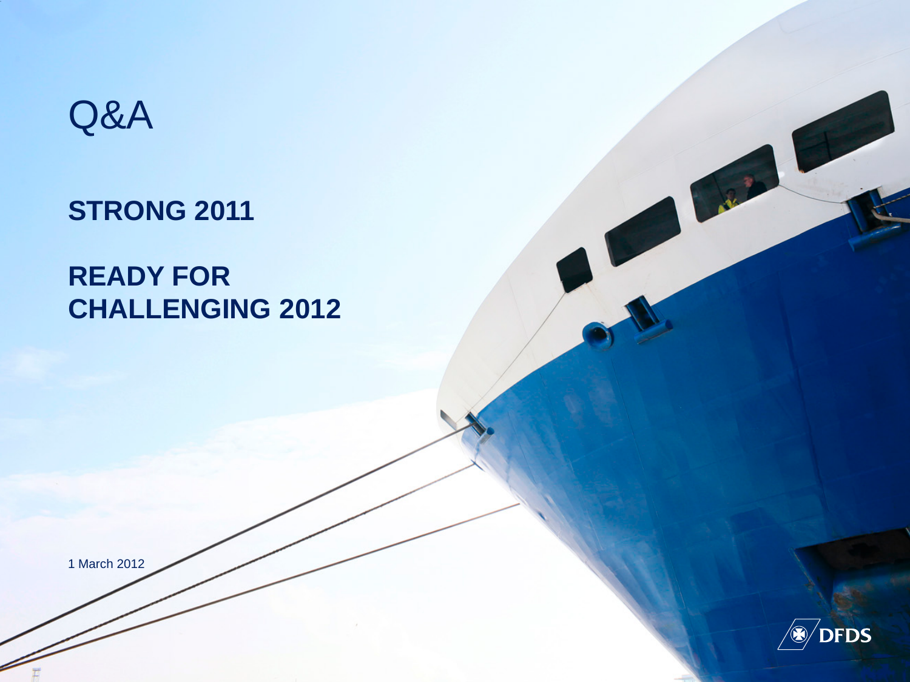# Q&A

## STRONG 2011

## READY FOR CHALLENGING 2012

1 March 2012

DFDS